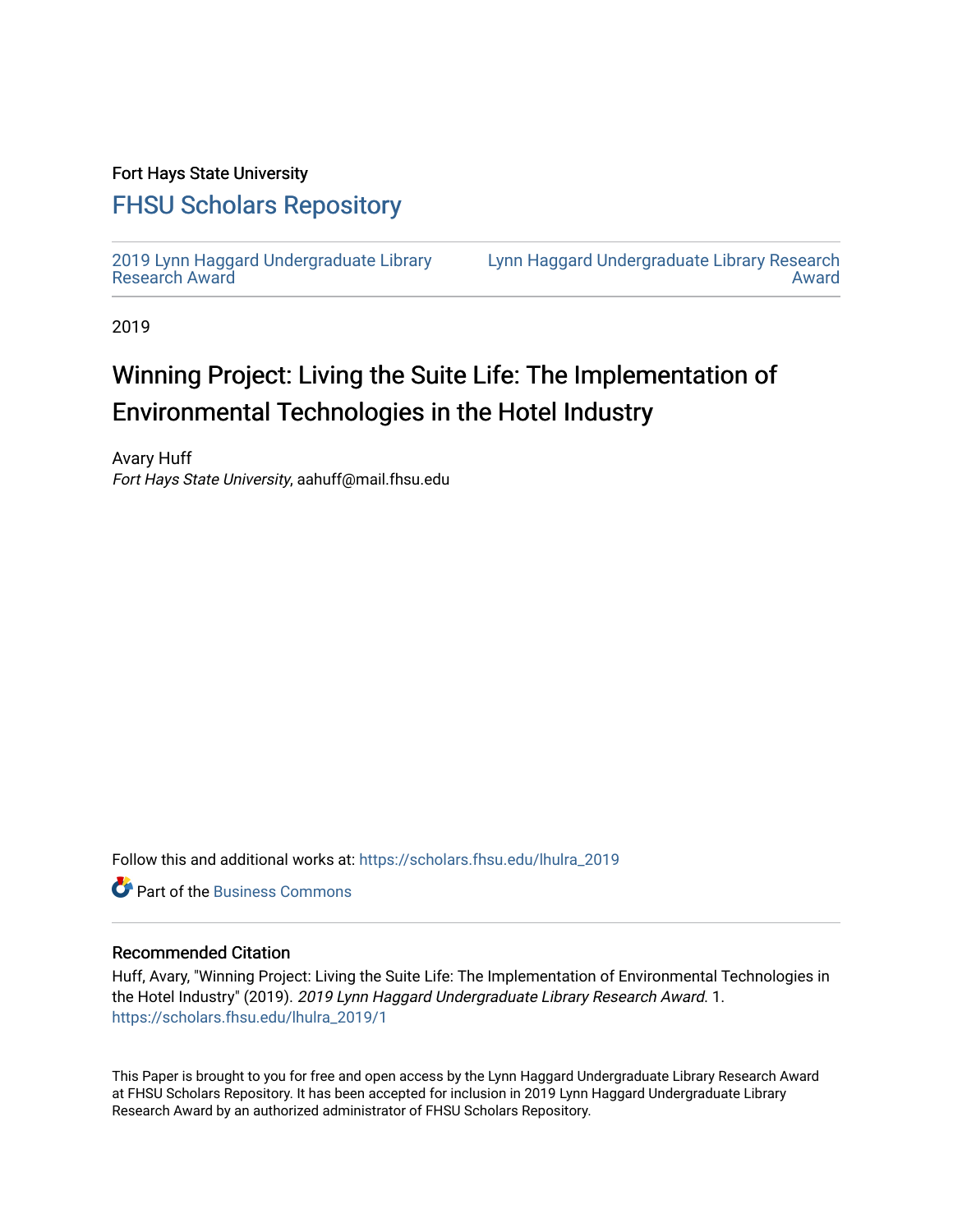Fort Hays State University

# FHSU Scholars Repository

2019 Lynn Haggard Undergraduate Library Research Award

Lynn Haggard Undergraduate Library Research Award

2019

# Winning Project: Living the Suite Life: The Implementation of Environmental Technologies in the Hotel Industry

Avary Huff

*Fort Hays State University*, aahuff@mail.fhsu.edu

Follow this and additional works at: https://scholars.fhsu.edu/lhulra_2019

Part of the Business Commons

## Recommended Citation

Huff, Avary, "Winning Project: Living the Suite Life: The Implementation of Environmental Technologies in the Hotel Industry" (2019). *2019 Lynn Haggard Undergraduate Library Research Award*. 1. https://scholars.fhsu.edu/lhulra_2019/1

This Paper is brought to you for free and open access by the Lynn Haggard Undergraduate Library Research Award at FHSU Scholars Repository. It has been accepted for inclusion in 2019 Lynn Haggard Undergraduate Library Research Award by an authorized administrator of FHSU Scholars Repository.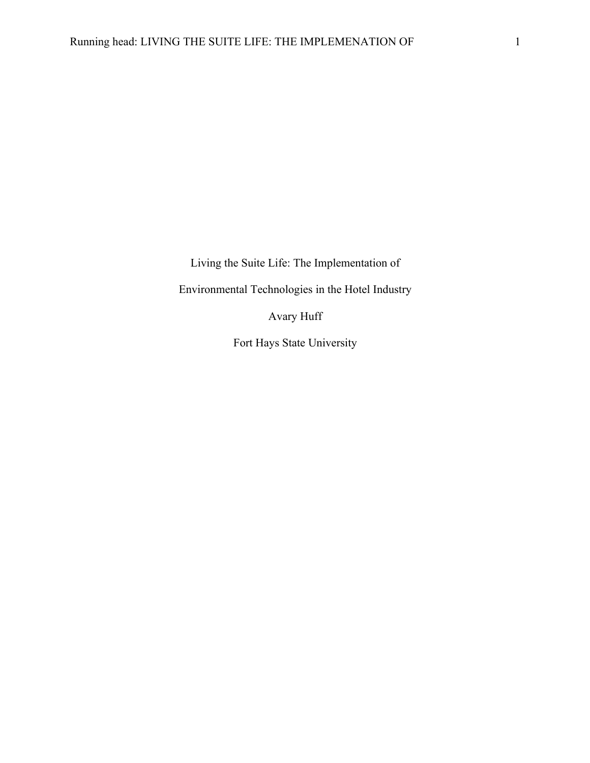Living the Suite Life: The Implementation of

Environmental Technologies in the Hotel Industry

Avary Huff

Fort Hays State University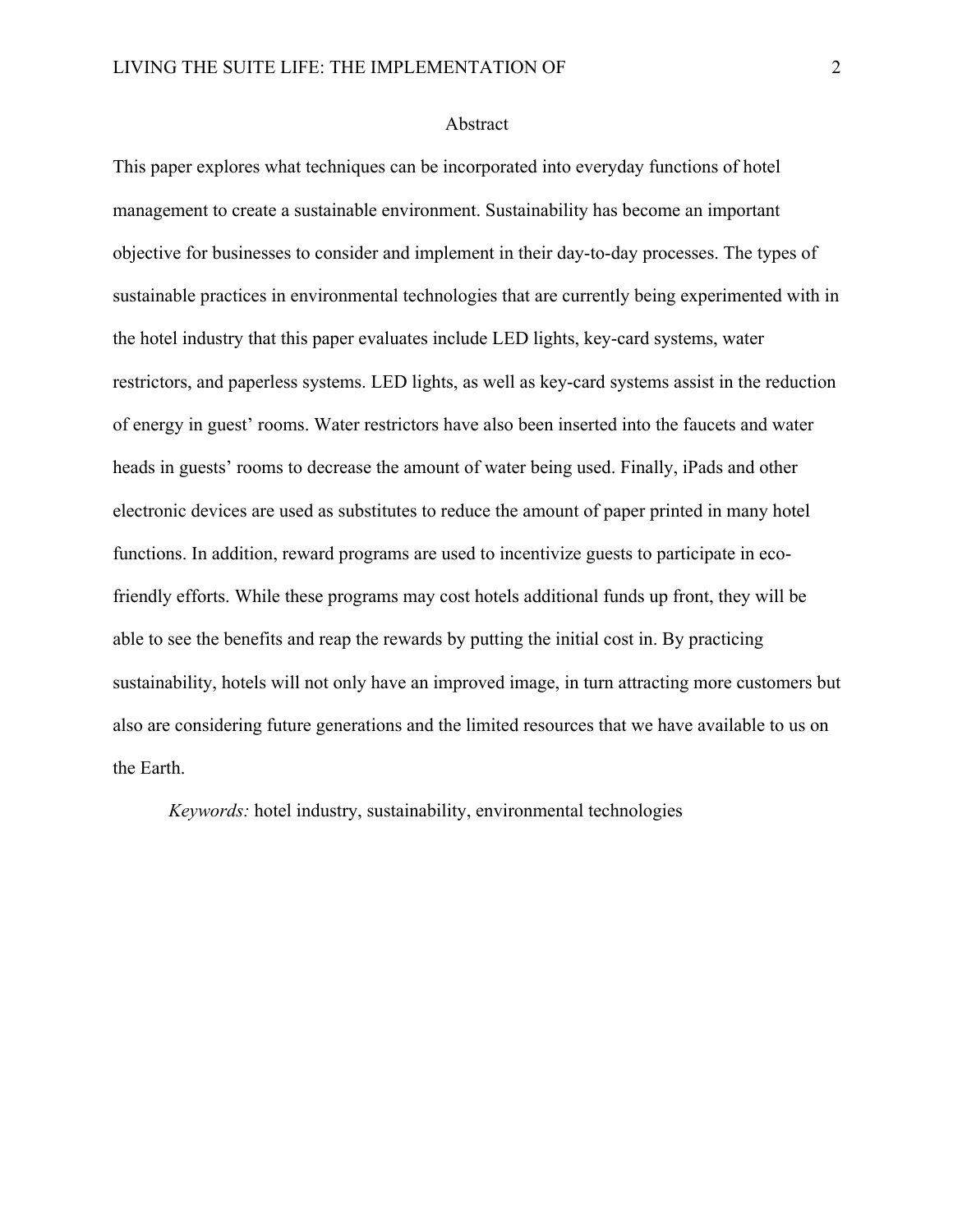# Abstract

This paper explores what techniques can be incorporated into everyday functions of hotel management to create a sustainable environment. Sustainability has become an important objective for businesses to consider and implement in their day-to-day processes. The types of sustainable practices in environmental technologies that are currently being experimented with in the hotel industry that this paper evaluates include LED lights, key-card systems, water restrictors, and paperless systems. LED lights, as well as key-card systems assist in the reduction of energy in guest' rooms. Water restrictors have also been inserted into the faucets and water heads in guests' rooms to decrease the amount of water being used. Finally, iPads and other electronic devices are used as substitutes to reduce the amount of paper printed in many hotel functions. In addition, reward programs are used to incentivize guests to participate in eco-friendly efforts. While these programs may cost hotels additional funds up front, they will be able to see the benefits and reap the rewards by putting the initial cost in. By practicing sustainability, hotels will not only have an improved image, in turn attracting more customers but also are considering future generations and the limited resources that we have available to us on the Earth.

*Keywords:* hotel industry, sustainability, environmental technologies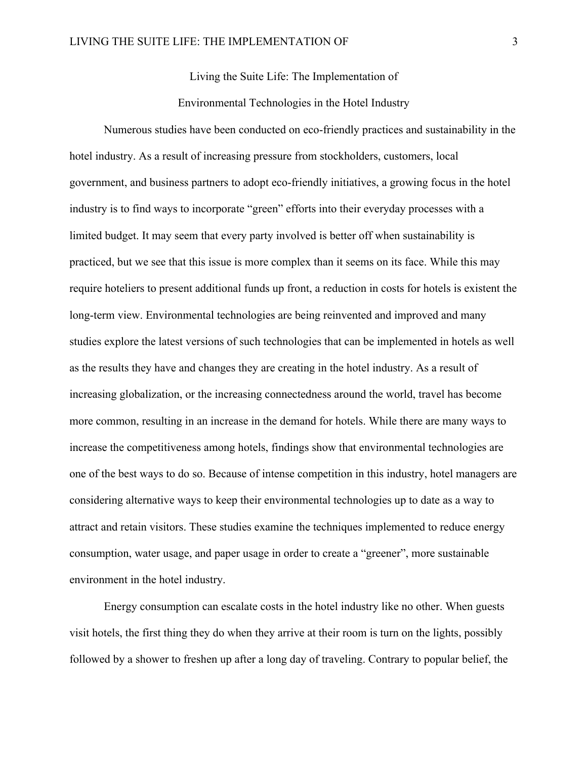# Living the Suite Life: The Implementation of Environmental Technologies in the Hotel Industry

Numerous studies have been conducted on eco-friendly practices and sustainability in the hotel industry. As a result of increasing pressure from stockholders, customers, local government, and business partners to adopt eco-friendly initiatives, a growing focus in the hotel industry is to find ways to incorporate "green" efforts into their everyday processes with a limited budget. It may seem that every party involved is better off when sustainability is practiced, but we see that this issue is more complex than it seems on its face. While this may require hoteliers to present additional funds up front, a reduction in costs for hotels is existent the long-term view. Environmental technologies are being reinvented and improved and many studies explore the latest versions of such technologies that can be implemented in hotels as well as the results they have and changes they are creating in the hotel industry. As a result of increasing globalization, or the increasing connectedness around the world, travel has become more common, resulting in an increase in the demand for hotels. While there are many ways to increase the competitiveness among hotels, findings show that environmental technologies are one of the best ways to do so. Because of intense competition in this industry, hotel managers are considering alternative ways to keep their environmental technologies up to date as a way to attract and retain visitors. These studies examine the techniques implemented to reduce energy consumption, water usage, and paper usage in order to create a "greener", more sustainable environment in the hotel industry.

Energy consumption can escalate costs in the hotel industry like no other. When guests visit hotels, the first thing they do when they arrive at their room is turn on the lights, possibly followed by a shower to freshen up after a long day of traveling. Contrary to popular belief, the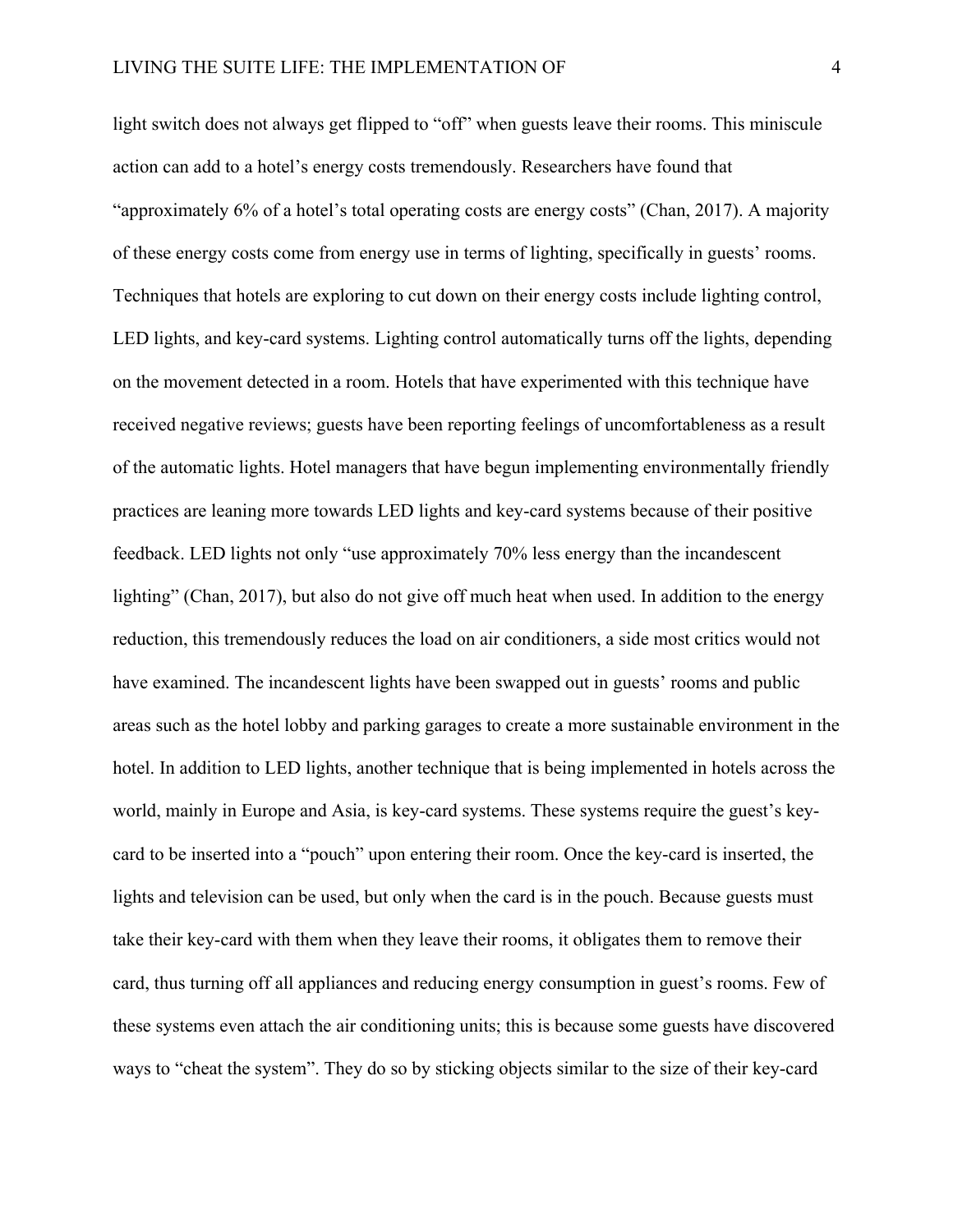light switch does not always get flipped to "off" when guests leave their rooms. This miniscule action can add to a hotel's energy costs tremendously. Researchers have found that "approximately 6% of a hotel's total operating costs are energy costs" (Chan, 2017). A majority of these energy costs come from energy use in terms of lighting, specifically in guests' rooms. Techniques that hotels are exploring to cut down on their energy costs include lighting control, LED lights, and key-card systems. Lighting control automatically turns off the lights, depending on the movement detected in a room. Hotels that have experimented with this technique have received negative reviews; guests have been reporting feelings of uncomfortableness as a result of the automatic lights. Hotel managers that have begun implementing environmentally friendly practices are leaning more towards LED lights and key-card systems because of their positive feedback. LED lights not only "use approximately 70% less energy than the incandescent lighting" (Chan, 2017), but also do not give off much heat when used. In addition to the energy reduction, this tremendously reduces the load on air conditioners, a side most critics would not have examined. The incandescent lights have been swapped out in guests' rooms and public areas such as the hotel lobby and parking garages to create a more sustainable environment in the hotel. In addition to LED lights, another technique that is being implemented in hotels across the world, mainly in Europe and Asia, is key-card systems. These systems require the guest's key-card to be inserted into a "pouch" upon entering their room. Once the key-card is inserted, the lights and television can be used, but only when the card is in the pouch. Because guests must take their key-card with them when they leave their rooms, it obligates them to remove their card, thus turning off all appliances and reducing energy consumption in guest's rooms. Few of these systems even attach the air conditioning units; this is because some guests have discovered ways to "cheat the system". They do so by sticking objects similar to the size of their key-card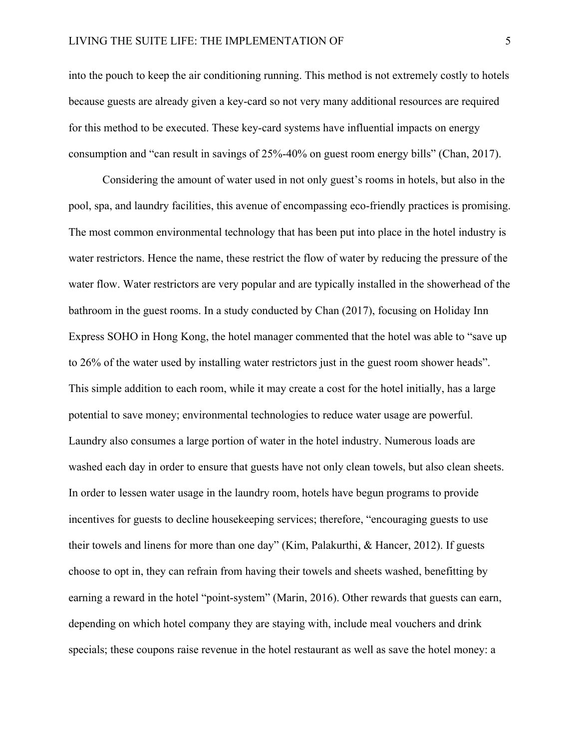into the pouch to keep the air conditioning running. This method is not extremely costly to hotels because guests are already given a key-card so not very many additional resources are required for this method to be executed. These key-card systems have influential impacts on energy consumption and "can result in savings of 25%-40% on guest room energy bills" (Chan, 2017).

Considering the amount of water used in not only guest's rooms in hotels, but also in the pool, spa, and laundry facilities, this avenue of encompassing eco-friendly practices is promising. The most common environmental technology that has been put into place in the hotel industry is water restrictors. Hence the name, these restrict the flow of water by reducing the pressure of the water flow. Water restrictors are very popular and are typically installed in the showerhead of the bathroom in the guest rooms. In a study conducted by Chan (2017), focusing on Holiday Inn Express SOHO in Hong Kong, the hotel manager commented that the hotel was able to "save up to 26% of the water used by installing water restrictors just in the guest room shower heads". This simple addition to each room, while it may create a cost for the hotel initially, has a large potential to save money; environmental technologies to reduce water usage are powerful. Laundry also consumes a large portion of water in the hotel industry. Numerous loads are washed each day in order to ensure that guests have not only clean towels, but also clean sheets. In order to lessen water usage in the laundry room, hotels have begun programs to provide incentives for guests to decline housekeeping services; therefore, "encouraging guests to use their towels and linens for more than one day" (Kim, Palakurthi, & Hancer, 2012). If guests choose to opt in, they can refrain from having their towels and sheets washed, benefitting by earning a reward in the hotel "point-system" (Marin, 2016). Other rewards that guests can earn, depending on which hotel company they are staying with, include meal vouchers and drink specials; these coupons raise revenue in the hotel restaurant as well as save the hotel money: a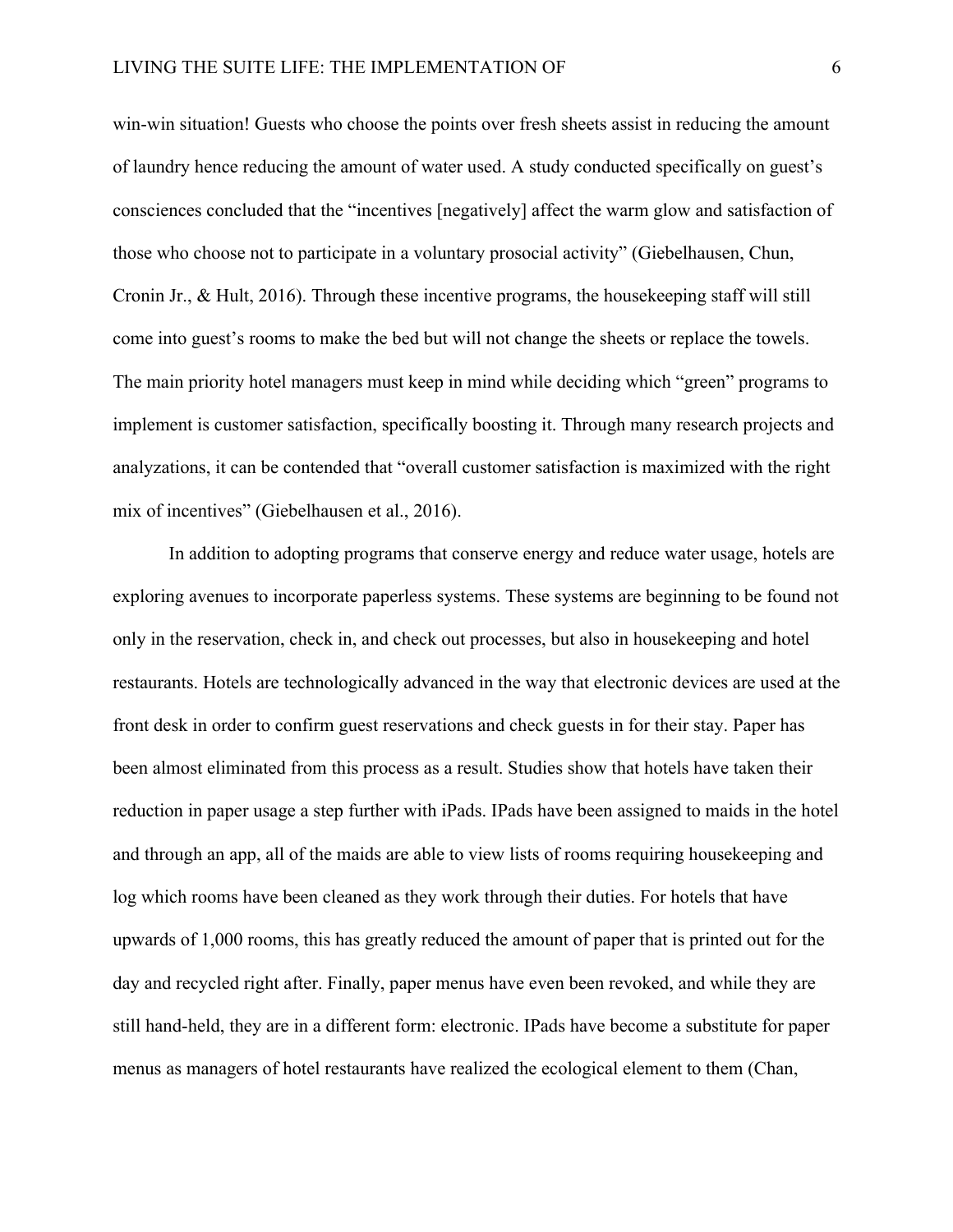win-win situation! Guests who choose the points over fresh sheets assist in reducing the amount of laundry hence reducing the amount of water used. A study conducted specifically on guest's consciences concluded that the "incentives [negatively] affect the warm glow and satisfaction of those who choose not to participate in a voluntary prosocial activity" (Giebelhausen, Chun, Cronin Jr., & Hult, 2016). Through these incentive programs, the housekeeping staff will still come into guest's rooms to make the bed but will not change the sheets or replace the towels. The main priority hotel managers must keep in mind while deciding which "green" programs to implement is customer satisfaction, specifically boosting it. Through many research projects and analyzations, it can be contended that "overall customer satisfaction is maximized with the right mix of incentives" (Giebelhausen et al., 2016).

In addition to adopting programs that conserve energy and reduce water usage, hotels are exploring avenues to incorporate paperless systems. These systems are beginning to be found not only in the reservation, check in, and check out processes, but also in housekeeping and hotel restaurants. Hotels are technologically advanced in the way that electronic devices are used at the front desk in order to confirm guest reservations and check guests in for their stay. Paper has been almost eliminated from this process as a result. Studies show that hotels have taken their reduction in paper usage a step further with iPads. IPads have been assigned to maids in the hotel and through an app, all of the maids are able to view lists of rooms requiring housekeeping and log which rooms have been cleaned as they work through their duties. For hotels that have upwards of 1,000 rooms, this has greatly reduced the amount of paper that is printed out for the day and recycled right after. Finally, paper menus have even been revoked, and while they are still hand-held, they are in a different form: electronic. IPads have become a substitute for paper menus as managers of hotel restaurants have realized the ecological element to them (Chan,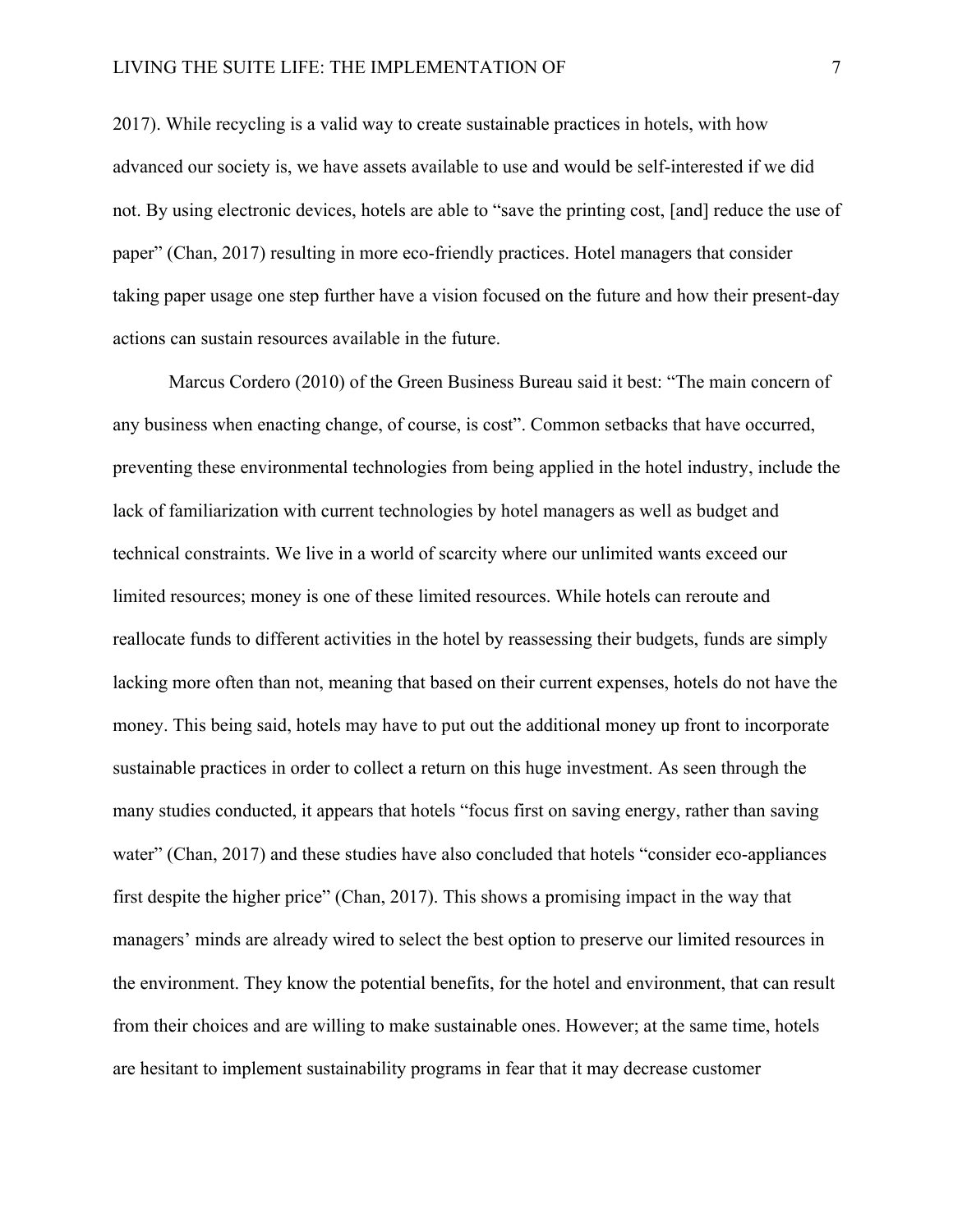2017). While recycling is a valid way to create sustainable practices in hotels, with how advanced our society is, we have assets available to use and would be self-interested if we did not. By using electronic devices, hotels are able to "save the printing cost, [and] reduce the use of paper" (Chan, 2017) resulting in more eco-friendly practices. Hotel managers that consider taking paper usage one step further have a vision focused on the future and how their present-day actions can sustain resources available in the future.

Marcus Cordero (2010) of the Green Business Bureau said it best: "The main concern of any business when enacting change, of course, is cost". Common setbacks that have occurred, preventing these environmental technologies from being applied in the hotel industry, include the lack of familiarization with current technologies by hotel managers as well as budget and technical constraints. We live in a world of scarcity where our unlimited wants exceed our limited resources; money is one of these limited resources. While hotels can reroute and reallocate funds to different activities in the hotel by reassessing their budgets, funds are simply lacking more often than not, meaning that based on their current expenses, hotels do not have the money. This being said, hotels may have to put out the additional money up front to incorporate sustainable practices in order to collect a return on this huge investment. As seen through the many studies conducted, it appears that hotels "focus first on saving energy, rather than saving water" (Chan, 2017) and these studies have also concluded that hotels "consider eco-appliances first despite the higher price" (Chan, 2017). This shows a promising impact in the way that managers' minds are already wired to select the best option to preserve our limited resources in the environment. They know the potential benefits, for the hotel and environment, that can result from their choices and are willing to make sustainable ones. However; at the same time, hotels are hesitant to implement sustainability programs in fear that it may decrease customer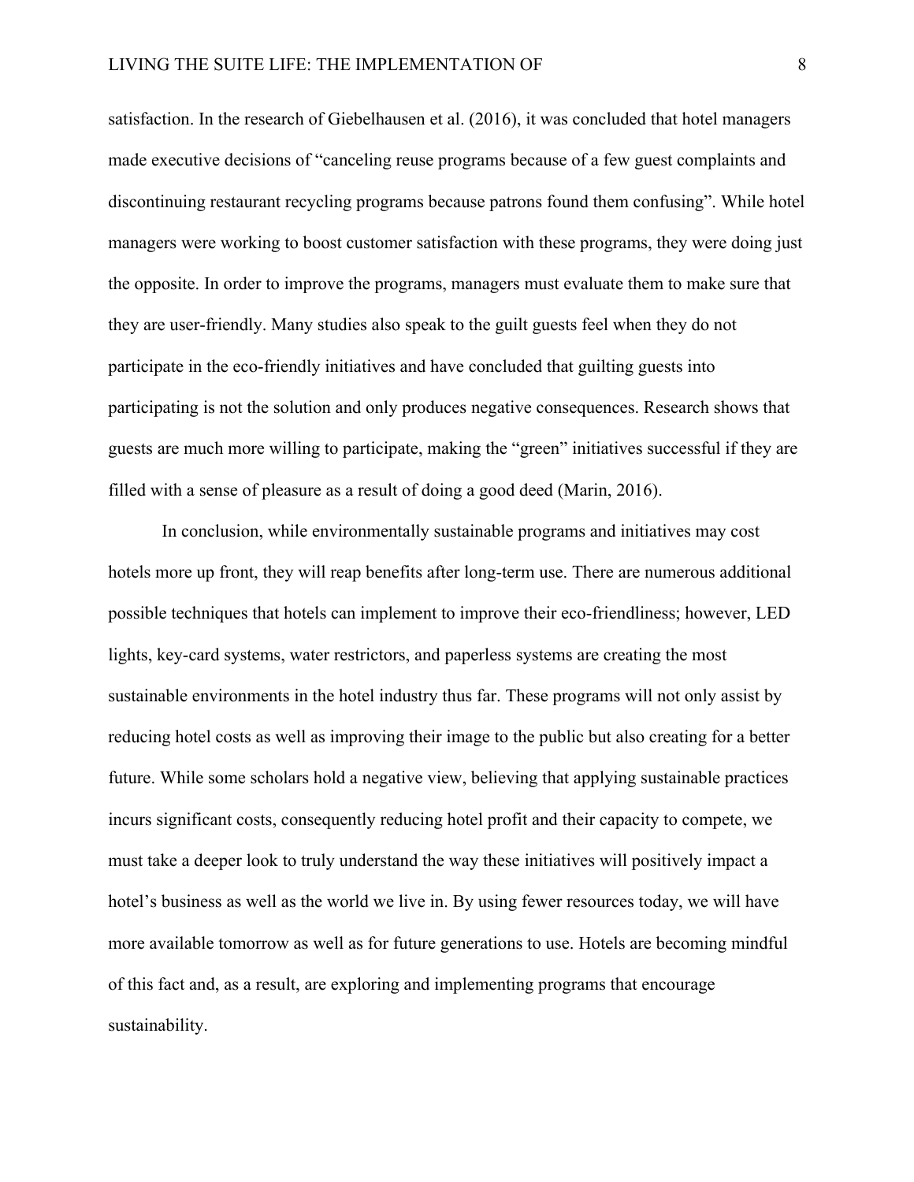satisfaction. In the research of Giebelhausen et al. (2016), it was concluded that hotel managers made executive decisions of "canceling reuse programs because of a few guest complaints and discontinuing restaurant recycling programs because patrons found them confusing". While hotel managers were working to boost customer satisfaction with these programs, they were doing just the opposite. In order to improve the programs, managers must evaluate them to make sure that they are user-friendly. Many studies also speak to the guilt guests feel when they do not participate in the eco-friendly initiatives and have concluded that guilting guests into participating is not the solution and only produces negative consequences. Research shows that guests are much more willing to participate, making the "green" initiatives successful if they are filled with a sense of pleasure as a result of doing a good deed (Marin, 2016).

In conclusion, while environmentally sustainable programs and initiatives may cost hotels more up front, they will reap benefits after long-term use. There are numerous additional possible techniques that hotels can implement to improve their eco-friendliness; however, LED lights, key-card systems, water restrictors, and paperless systems are creating the most sustainable environments in the hotel industry thus far. These programs will not only assist by reducing hotel costs as well as improving their image to the public but also creating for a better future. While some scholars hold a negative view, believing that applying sustainable practices incurs significant costs, consequently reducing hotel profit and their capacity to compete, we must take a deeper look to truly understand the way these initiatives will positively impact a hotel's business as well as the world we live in. By using fewer resources today, we will have more available tomorrow as well as for future generations to use. Hotels are becoming mindful of this fact and, as a result, are exploring and implementing programs that encourage sustainability.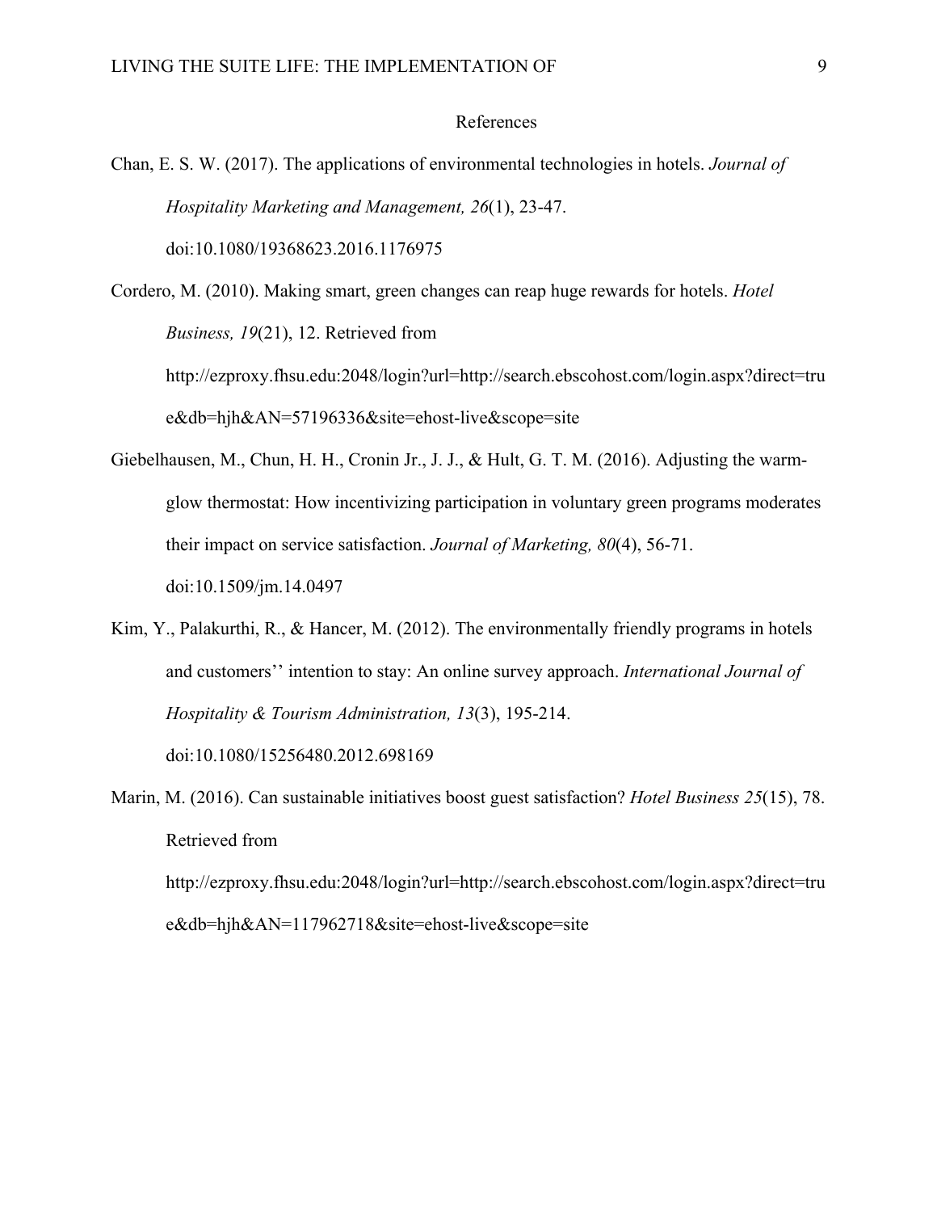# References

Chan, E. S. W. (2017). The applications of environmental technologies in hotels. *Journal of Hospitality Marketing and Management, 26*(1), 23-47. doi:10.1080/19368623.2016.1176975

Cordero, M. (2010). Making smart, green changes can reap huge rewards for hotels. *Hotel Business, 19*(21), 12. Retrieved from http://ezproxy.fhsu.edu:2048/login?url=http://search.ebscohost.com/login.aspx?direct=true&db=hjh&AN=57196336&site=ehost-live&scope=site

Giebelhausen, M., Chun, H. H., Cronin Jr., J. J., & Hult, G. T. M. (2016). Adjusting the warm-glow thermostat: How incentivizing participation in voluntary green programs moderates their impact on service satisfaction. *Journal of Marketing, 80*(4), 56-71. doi:10.1509/jm.14.0497

Kim, Y., Palakurthi, R., & Hancer, M. (2012). The environmentally friendly programs in hotels and customers'' intention to stay: An online survey approach. *International Journal of Hospitality & Tourism Administration, 13*(3), 195-214. doi:10.1080/15256480.2012.698169

Marin, M. (2016). Can sustainable initiatives boost guest satisfaction? *Hotel Business 25*(15), 78. Retrieved from http://ezproxy.fhsu.edu:2048/login?url=http://search.ebscohost.com/login.aspx?direct=true&db=hjh&AN=117962718&site=ehost-live&scope=site